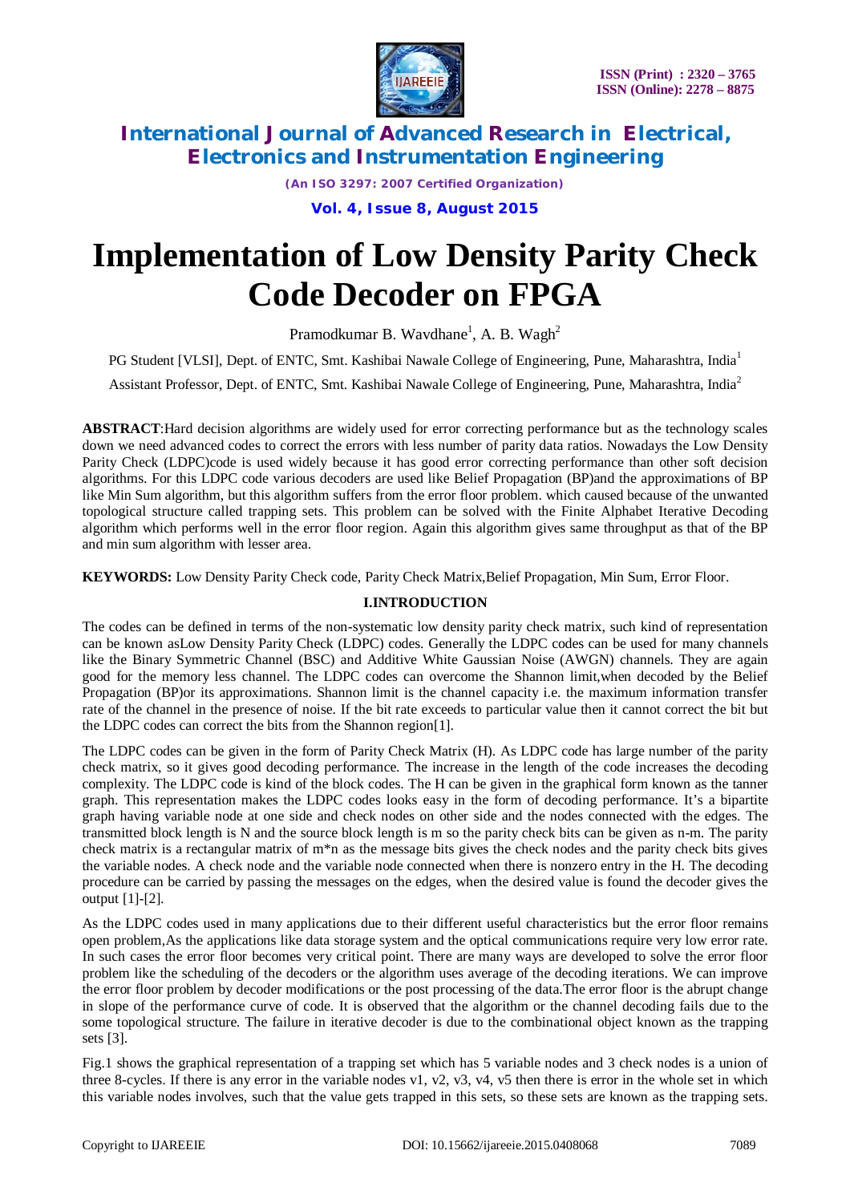# Implementation of Low Density Parity Check Code Decoder on FPGA

Pramodkumar B. Wavdhane[1], A. B. Wagh[2]

PG Student [VLSI], Dept. of ENTC, Smt. Kashibai Nawale College of Engineering, Pune, Maharashtra, India[1]

Assistant Professor, Dept. of ENTC, Smt. Kashibai Nawale College of Engineering, Pune, Maharashtra, India[2]

**ABSTRACT**:Hard decision algorithms are widely used for error correcting performance but as the technology scales down we need advanced codes to correct the errors with less number of parity data ratios. Nowadays the Low Density Parity Check (LDPC)code is used widely because it has good error correcting performance than other soft decision algorithms. For this LDPC code various decoders are used like Belief Propagation (BP)and the approximations of BP like Min Sum algorithm, but this algorithm suffers from the error floor problem. which caused because of the unwanted topological structure called trapping sets. This problem can be solved with the Finite Alphabet Iterative Decoding algorithm which performs well in the error floor region. Again this algorithm gives same throughput as that of the BP and min sum algorithm with lesser area.

**KEYWORDS:** Low Density Parity Check code, Parity Check Matrix,Belief Propagation, Min Sum, Error Floor.

## I.INTRODUCTION

The codes can be defined in terms of the non-systematic low density parity check matrix, such kind of representation can be known asLow Density Parity Check (LDPC) codes. Generally the LDPC codes can be used for many channels like the Binary Symmetric Channel (BSC) and Additive White Gaussian Noise (AWGN) channels. They are again good for the memory less channel. The LDPC codes can overcome the Shannon limit,when decoded by the Belief Propagation (BP)or its approximations. Shannon limit is the channel capacity i.e. the maximum information transfer rate of the channel in the presence of noise. If the bit rate exceeds to particular value then it cannot correct the bit but the LDPC codes can correct the bits from the Shannon region[1].

The LDPC codes can be given in the form of Parity Check Matrix (H). As LDPC code has large number of the parity check matrix, so it gives good decoding performance. The increase in the length of the code increases the decoding complexity. The LDPC code is kind of the block codes. The H can be given in the graphical form known as the tanner graph. This representation makes the LDPC codes looks easy in the form of decoding performance. It's a bipartite graph having variable node at one side and check nodes on other side and the nodes connected with the edges. The transmitted block length is N and the source block length is m so the parity check bits can be given as n-m. The parity check matrix is a rectangular matrix of m*n as the message bits gives the check nodes and the parity check bits gives the variable nodes. A check node and the variable node connected when there is nonzero entry in the H. The decoding procedure can be carried by passing the messages on the edges, when the desired value is found the decoder gives the output [1]-[2].

As the LDPC codes used in many applications due to their different useful characteristics but the error floor remains open problem,As the applications like data storage system and the optical communications require very low error rate. In such cases the error floor becomes very critical point. There are many ways are developed to solve the error floor problem like the scheduling of the decoders or the algorithm uses average of the decoding iterations. We can improve the error floor problem by decoder modifications or the post processing of the data.The error floor is the abrupt change in slope of the performance curve of code. It is observed that the algorithm or the channel decoding fails due to the some topological structure. The failure in iterative decoder is due to the combinational object known as the trapping sets [3].

Fig.1 shows the graphical representation of a trapping set which has 5 variable nodes and 3 check nodes is a union of three 8-cycles. If there is any error in the variable nodes v1, v2, v3, v4, v5 then there is error in the whole set in which this variable nodes involves, such that the value gets trapped in this sets, so these sets are known as the trapping sets.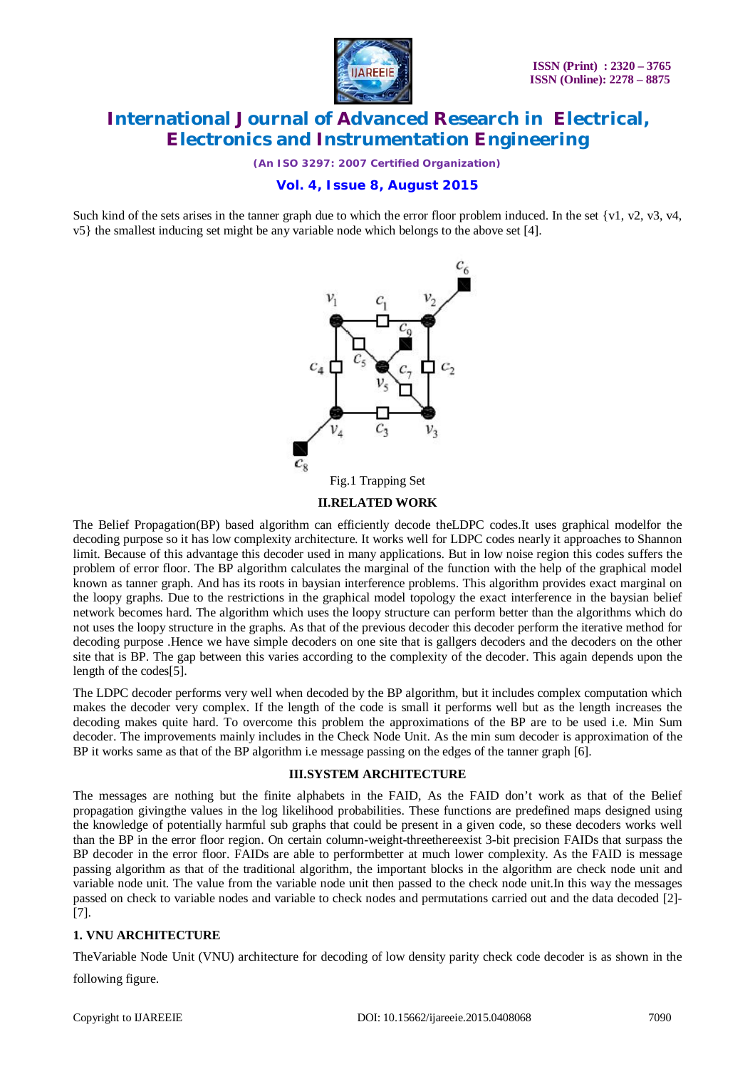Such kind of the sets arises in the tanner graph due to which the error floor problem induced. In the set {v1, v2, v3, v4, v5} the smallest inducing set might be any variable node which belongs to the above set [4].

Fig.1 Trapping Set

## II.RELATED WORK

The Belief Propagation(BP) based algorithm can efficiently decode theLDPC codes.It uses graphical modelfor the decoding purpose so it has low complexity architecture. It works well for LDPC codes nearly it approaches to Shannon limit. Because of this advantage this decoder used in many applications. But in low noise region this codes suffers the problem of error floor. The BP algorithm calculates the marginal of the function with the help of the graphical model known as tanner graph. And has its roots in baysian interference problems. This algorithm provides exact marginal on the loopy graphs. Due to the restrictions in the graphical model topology the exact interference in the baysian belief network becomes hard. The algorithm which uses the loopy structure can perform better than the algorithms which do not uses the loopy structure in the graphs. As that of the previous decoder this decoder perform the iterative method for decoding purpose .Hence we have simple decoders on one site that is gallgers decoders and the decoders on the other site that is BP. The gap between this varies according to the complexity of the decoder. This again depends upon the length of the codes[5].

The LDPC decoder performs very well when decoded by the BP algorithm, but it includes complex computation which makes the decoder very complex. If the length of the code is small it performs well but as the length increases the decoding makes quite hard. To overcome this problem the approximations of the BP are to be used i.e. Min Sum decoder. The improvements mainly includes in the Check Node Unit. As the min sum decoder is approximation of the BP it works same as that of the BP algorithm i.e message passing on the edges of the tanner graph [6].

## III.SYSTEM ARCHITECTURE

The messages are nothing but the finite alphabets in the FAID, As the FAID don't work as that of the Belief propagation givingthe values in the log likelihood probabilities. These functions are predefined maps designed using the knowledge of potentially harmful sub graphs that could be present in a given code, so these decoders works well than the BP in the error floor region. On certain column-weight-threethereexist 3-bit precision FAIDs that surpass the BP decoder in the error floor. FAIDs are able to performbetter at much lower complexity. As the FAID is message passing algorithm as that of the traditional algorithm, the important blocks in the algorithm are check node unit and variable node unit. The value from the variable node unit then passed to the check node unit.In this way the messages passed on check to variable nodes and variable to check nodes and permutations carried out and the data decoded [2]-[7].

### 1. VNU ARCHITECTURE

TheVariable Node Unit (VNU) architecture for decoding of low density parity check code decoder is as shown in the following figure.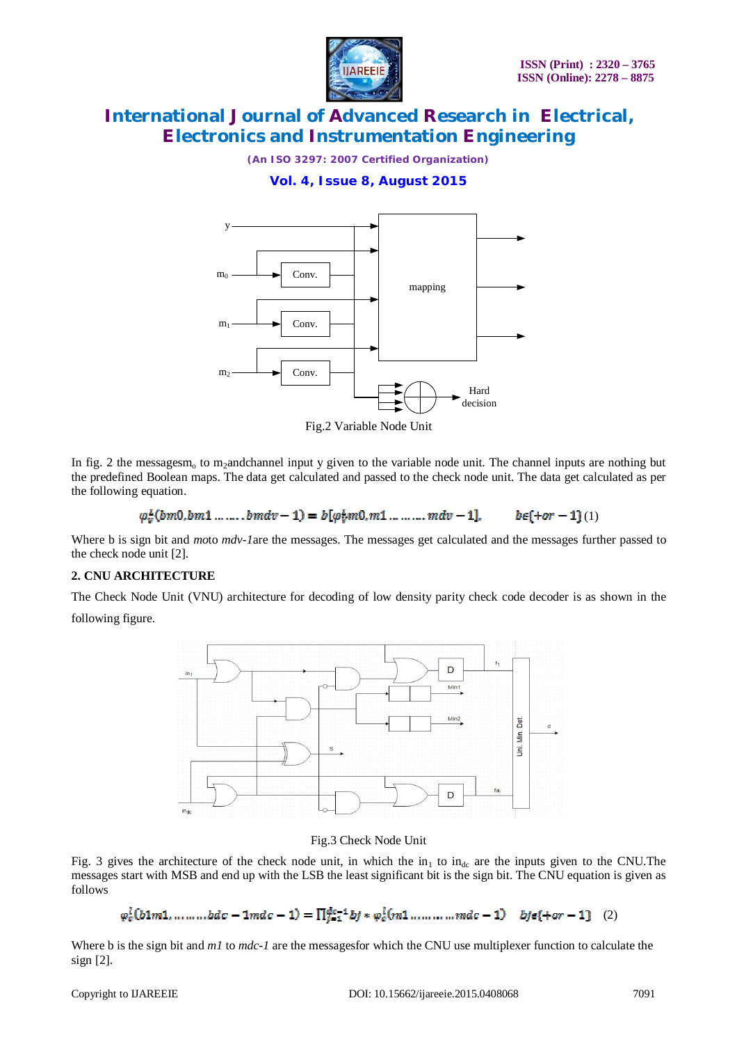Fig.2 Variable Node Unit

In fig. 2 the messages$m_0$ to $m_2$andchannel input y given to the variable node unit. The channel inputs are nothing but the predefined Boolean maps. The data get calculated and passed to the check node unit. The data get calculated as per the following equation.

$$\varphi_v^{\pm}(bm0, bm1 \ldots\ldots bmdv-1) = b[\varphi_v^{\pm}m0, m1 \ldots\ldots mdv-1], \qquad b\epsilon\{+or-1\} \quad (1)$$

Where b is sign bit and *m*o to *mdv-1*are the messages. The messages get calculated and the messages further passed to the check node unit [2].

## 2. CNU ARCHITECTURE

The Check Node Unit (VNU) architecture for decoding of low density parity check code decoder is as shown in the following figure.

Fig.3 Check Node Unit

Fig. 3 gives the architecture of the check node unit, in which the $in_1$ to $in_{dc}$ are the inputs given to the CNU.The messages start with MSB and end up with the LSB the least significant bit is the sign bit. The CNU equation is given as follows

$$\varphi_c^{\pm}(b1m1, \ldots\ldots bdc-1mdc-1) = \prod_{j=1}^{dc-1} bj * \varphi_c^{\pm}(m1 \ldots\ldots mdc-1) \quad bj\epsilon\{+or-1\} \quad (2)$$

Where b is the sign bit and *m1* to *mdc-1* are the messagesfor which the CNU use multiplexer function to calculate the sign [2].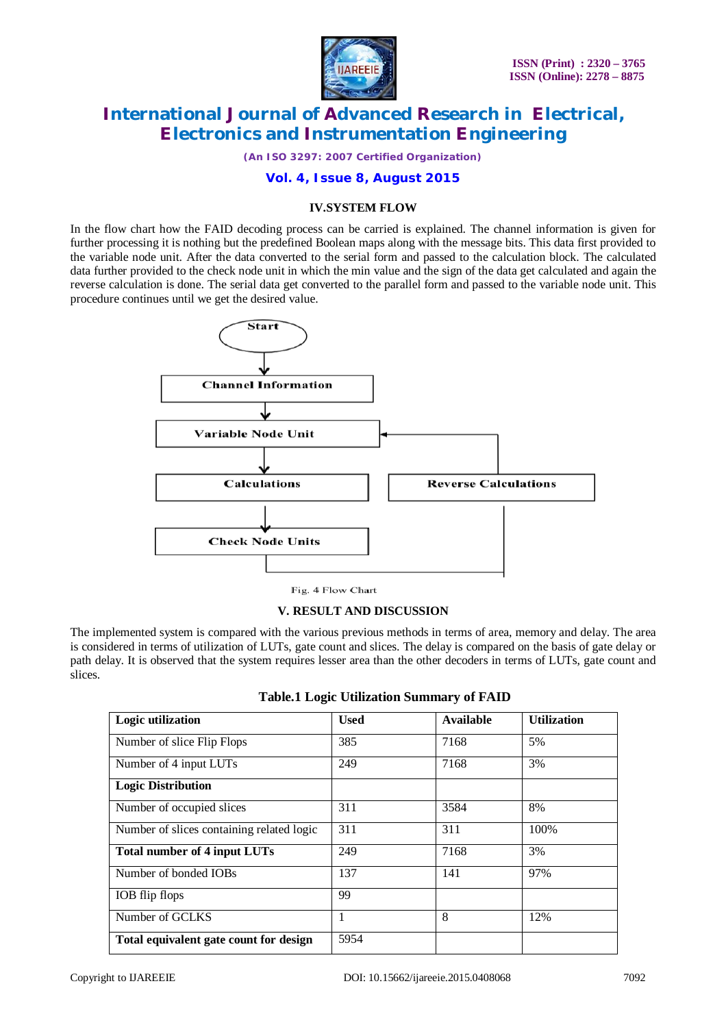### IV.SYSTEM FLOW

In the flow chart how the FAID decoding process can be carried is explained. The channel information is given for further processing it is nothing but the predefined Boolean maps along with the message bits. This data first provided to the variable node unit. After the data converted to the serial form and passed to the calculation block. The calculated data further provided to the check node unit in which the min value and the sign of the data get calculated and again the reverse calculation is done. The serial data get converted to the parallel form and passed to the variable node unit. This procedure continues until we get the desired value.

Fig. 4 Flow Chart

### V. RESULT AND DISCUSSION

The implemented system is compared with the various previous methods in terms of area, memory and delay. The area is considered in terms of utilization of LUTs, gate count and slices. The delay is compared on the basis of gate delay or path delay. It is observed that the system requires lesser area than the other decoders in terms of LUTs, gate count and slices.

**Table.1 Logic Utilization Summary of FAID**

| **Logic utilization** | **Used** | **Available** | **Utilization** |
|---|---|---|---|
| Number of slice Flip Flops | 385 | 7168 | 5% |
| Number of 4 input LUTs | 249 | 7168 | 3% |
| **Logic Distribution** | | | |
| Number of occupied slices | 311 | 3584 | 8% |
| Number of slices containing related logic | 311 | 311 | 100% |
| **Total number of 4 input LUTs** | 249 | 7168 | 3% |
| Number of bonded IOBs | 137 | 141 | 97% |
| IOB flip flops | 99 | | |
| Number of GCLKS | 1 | 8 | 12% |
| **Total equivalent gate count for design** | 5954 | | |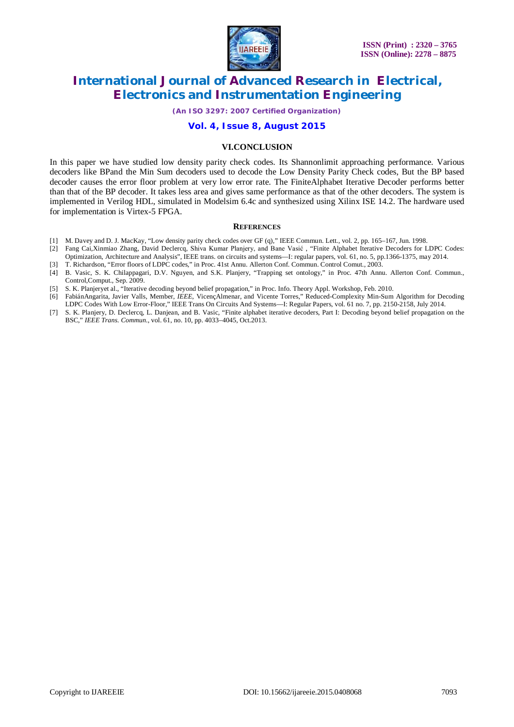## VI.CONCLUSION

In this paper we have studied low density parity check codes. Its Shannonlimit approaching performance. Various decoders like BPand the Min Sum decoders used to decode the Low Density Parity Check codes, But the BP based decoder causes the error floor problem at very low error rate. The FiniteAlphabet Iterative Decoder performs better than that of the BP decoder. It takes less area and gives same performance as that of the other decoders. The system is implemented in Verilog HDL, simulated in Modelsim 6.4c and synthesized using Xilinx ISE 14.2. The hardware used for implementation is Virtex-5 FPGA.

## REFERENCES

[1] M. Davey and D. J. MacKay, "Low density parity check codes over GF (q)," IEEE Commun. Lett., vol. 2, pp. 165–167, Jun. 1998.

[2] Fang Cai,Xinmiao Zhang, David Declercq, Shiva Kumar Planjery, and Bane Vasić , "Finite Alphabet Iterative Decoders for LDPC Codes: Optimization, Architecture and Analysis", IEEE trans. on circuits and systems—I: regular papers, vol. 61, no. 5, pp.1366-1375, may 2014.

[3] T. Richardson, "Error floors of LDPC codes," in Proc. 41st Annu. Allerton Conf. Commun. Control Comut., 2003.

[4] B. Vasic, S. K. Chilappagari, D.V. Nguyen, and S.K. Planjery, "Trapping set ontology," in Proc. 47th Annu. Allerton Conf. Commun., Control,Comput., Sep. 2009.

[5] S. K. Planjeryet al., "Iterative decoding beyond belief propagation," in Proc. Info. Theory Appl. Workshop, Feb. 2010.

[6] FabiánAngarita, Javier Valls, Member, *IEEE*, VicençAlmenar, and Vicente Torres," Reduced-Complexity Min-Sum Algorithm for Decoding LDPC Codes With Low Error-Floor," IEEE Trans On Circuits And Systems—I: Regular Papers, vol. 61 no. 7, pp. 2150-2158, July 2014.

[7] S. K. Planjery, D. Declercq, L. Danjean, and B. Vasic, "Finite alphabet iterative decoders, Part I: Decoding beyond belief propagation on the BSC," *IEEE Trans. Commun.*, vol. 61, no. 10, pp. 4033–4045, Oct.2013.